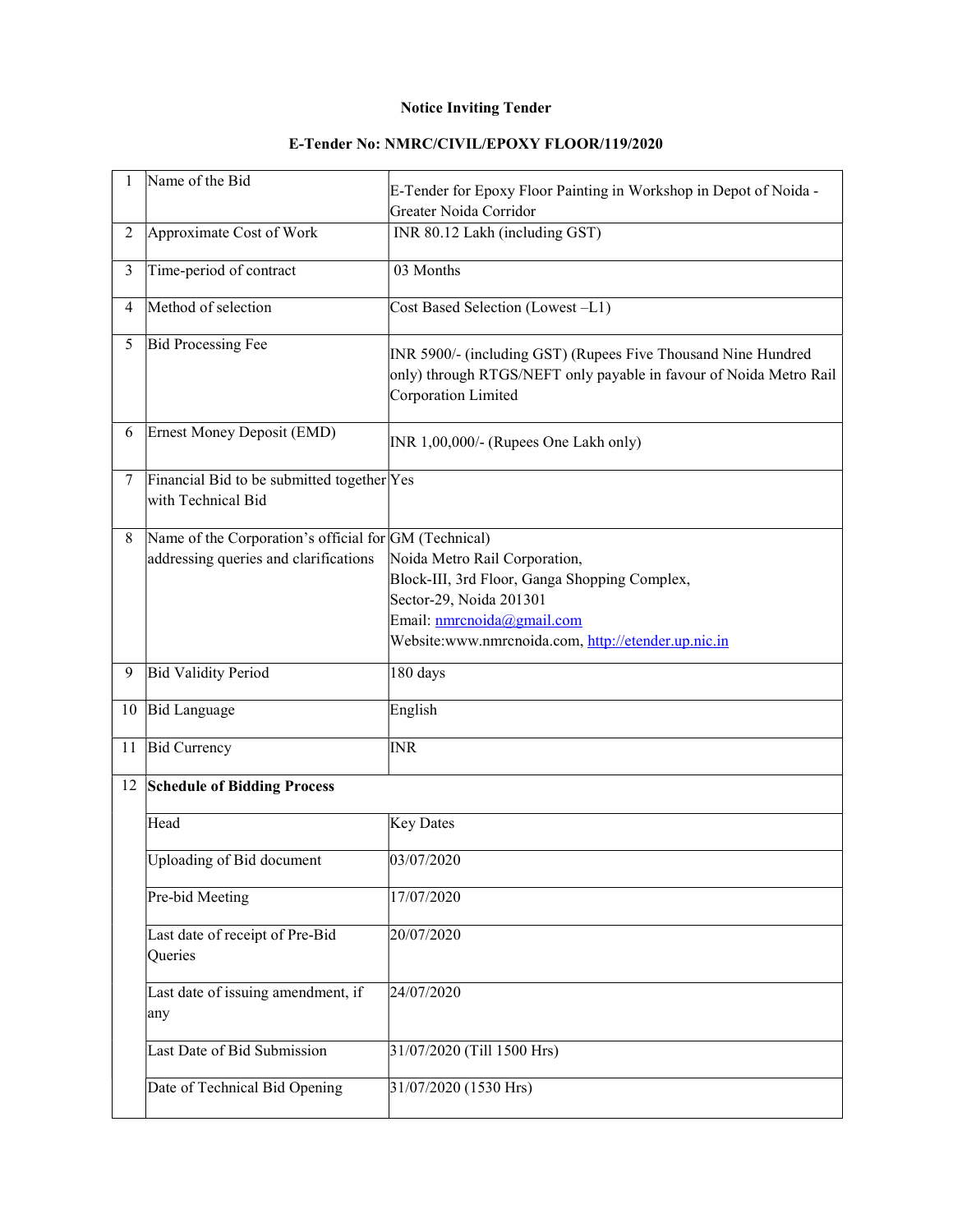**Notice Inviting Tender**

**E-Tender No: NMRC/CIVIL/EPOXY FLOOR/119/2020**

| 1 | Name of the Bid | E-Tender for Epoxy Floor Painting in Workshop in Depot of Noida - Greater Noida Corridor |
|---|---|---|
| 2 | Approximate Cost of Work | INR 80.12 Lakh (including GST) |
| 3 | Time-period of contract | 03 Months |
| 4 | Method of selection | Cost Based Selection (Lowest –L1) |
| 5 | Bid Processing Fee | INR 5900/- (including GST) (Rupees Five Thousand Nine Hundred only) through RTGS/NEFT only payable in favour of Noida Metro Rail Corporation Limited |
| 6 | Ernest Money Deposit (EMD) | INR 1,00,000/- (Rupees One Lakh only) |
| 7 | Financial Bid to be submitted together with Technical Bid | Yes |
| 8 | Name of the Corporation's official for addressing queries and clarifications | GM (Technical)<br>Noida Metro Rail Corporation,<br>Block-III, 3rd Floor, Ganga Shopping Complex,<br>Sector-29, Noida 201301<br>Email: nmrcnoida@gmail.com<br>Website:www.nmrcnoida.com, http://etender.up.nic.in |
| 9 | Bid Validity Period | 180 days |
| 10 | Bid Language | English |
| 11 | Bid Currency | INR |
| 12 | **Schedule of Bidding Process** | |
| | Head | Key Dates |
| | Uploading of Bid document | 03/07/2020 |
| | Pre-bid Meeting | 17/07/2020 |
| | Last date of receipt of Pre-Bid Queries | 20/07/2020 |
| | Last date of issuing amendment, if any | 24/07/2020 |
| | Last Date of Bid Submission | 31/07/2020 (Till 1500 Hrs) |
| | Date of Technical Bid Opening | 31/07/2020 (1530 Hrs) |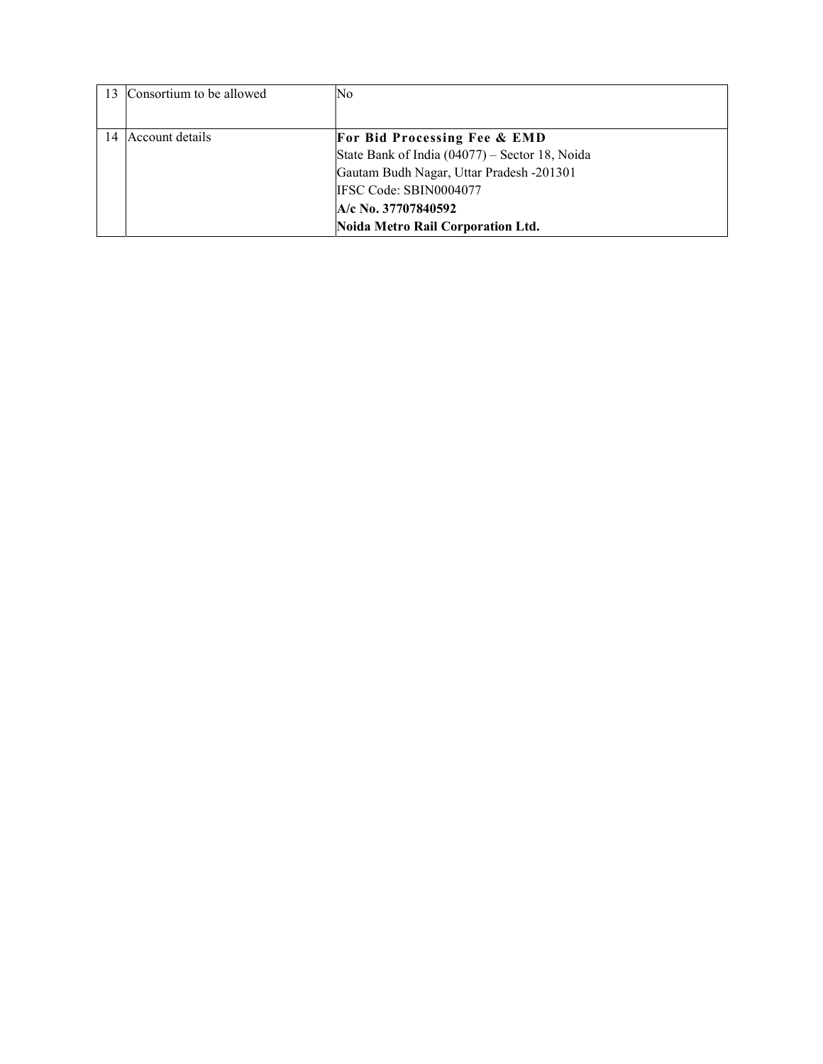| | | |
|---|---|---|
| 13 | Consortium to be allowed | No |
| 14 | Account details | **For Bid Processing Fee & EMD**<br>State Bank of India (04077) – Sector 18, Noida<br>Gautam Budh Nagar, Uttar Pradesh -201301<br>IFSC Code: SBIN0004077<br>**A/c No. 37707840592**<br>**Noida Metro Rail Corporation Ltd.** |